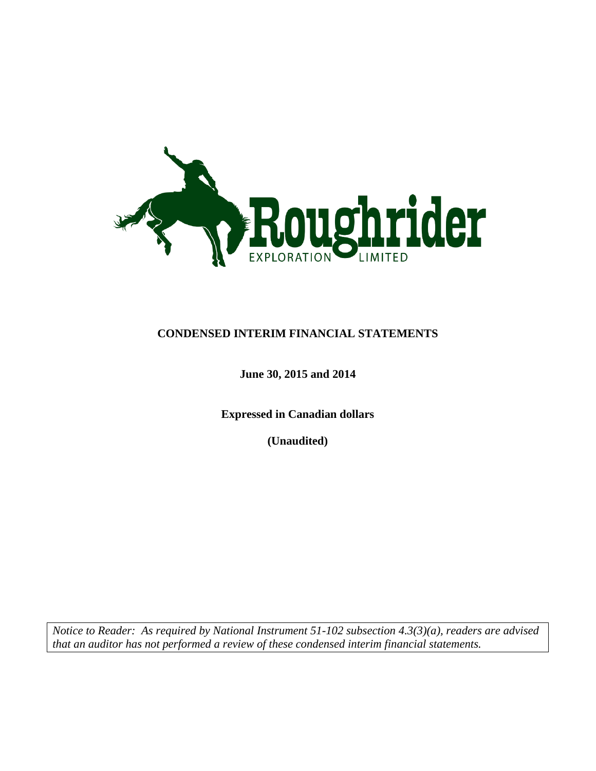Roughrider

EXPLORATION LIMITED

# CONDENSED INTERIM FINANCIAL STATEMENTS

**June 30, 2015 and 2014**

**Expressed in Canadian dollars**

**(Unaudited)**

*Notice to Reader: As required by National Instrument 51-102 subsection 4.3(3)(a), readers are advised that an auditor has not performed a review of these condensed interim financial statements.*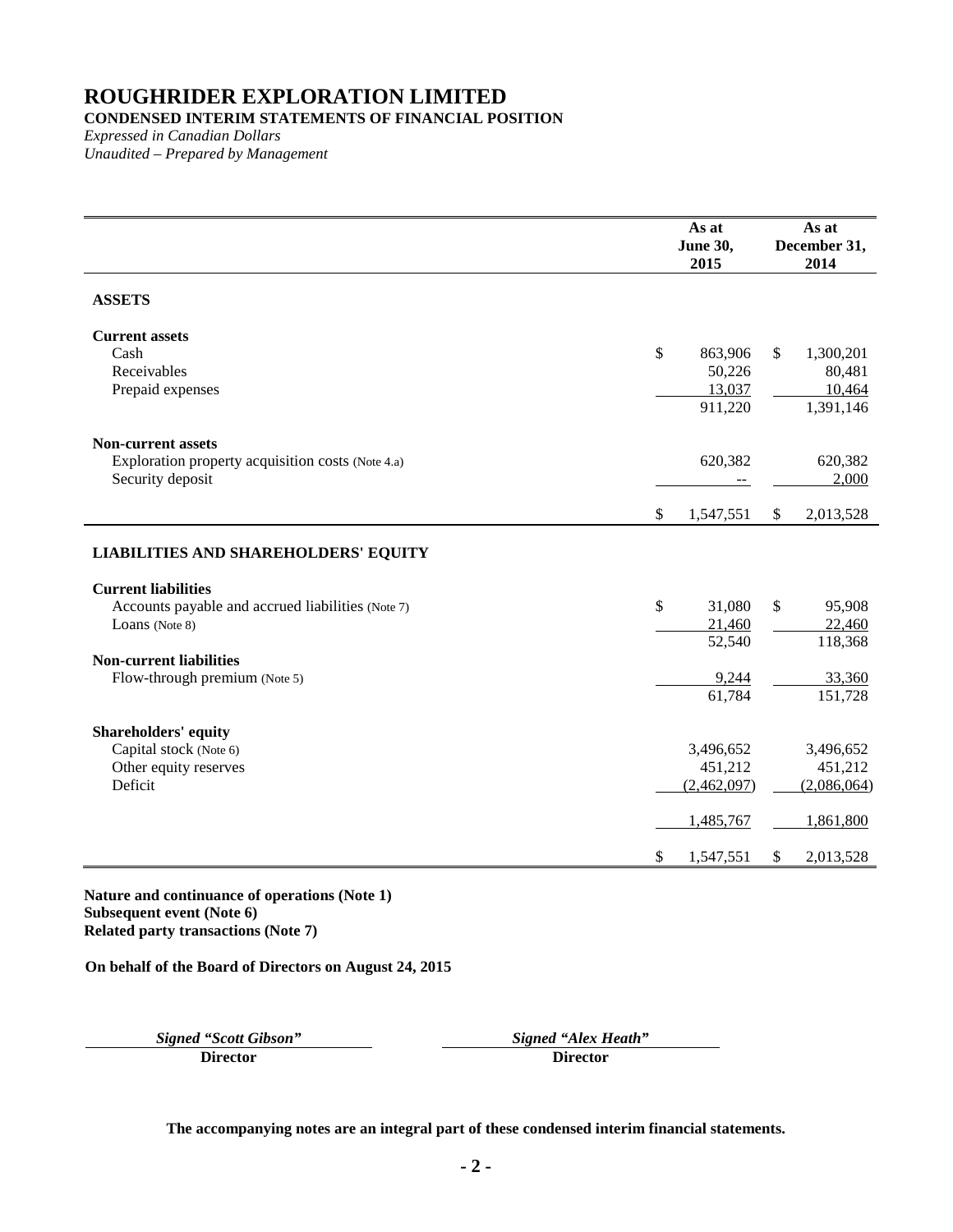# ROUGHRIDER EXPLORATION LIMITED

**CONDENSED INTERIM STATEMENTS OF FINANCIAL POSITION**

*Expressed in Canadian Dollars*

*Unaudited – Prepared by Management*

| | As at June 30, 2015 | As at December 31, 2014 |
|---|---|---|
| **ASSETS** | | |
| **Current assets** | | |
| Cash | $ 863,906 | $ 1,300,201 |
| Receivables | 50,226 | 80,481 |
| Prepaid expenses | 13,037 | 10,464 |
| | 911,220 | 1,391,146 |
| **Non-current assets** | | |
| Exploration property acquisition costs (Note 4.a) | 620,382 | 620,382 |
| Security deposit | -- | 2,000 |
| | $ 1,547,551 | $ 2,013,528 |
| **LIABILITIES AND SHAREHOLDERS' EQUITY** | | |
| **Current liabilities** | | |
| Accounts payable and accrued liabilities (Note 7) | $ 31,080 | $ 95,908 |
| Loans (Note 8) | 21,460 | 22,460 |
| | 52,540 | 118,368 |
| **Non-current liabilities** | | |
| Flow-through premium (Note 5) | 9,244 | 33,360 |
| | 61,784 | 151,728 |
| **Shareholders' equity** | | |
| Capital stock (Note 6) | 3,496,652 | 3,496,652 |
| Other equity reserves | 451,212 | 451,212 |
| Deficit | (2,462,097) | (2,086,064) |
| | 1,485,767 | 1,861,800 |
| | $ 1,547,551 | $ 2,013,528 |

**Nature and continuance of operations (Note 1)**
**Subsequent event (Note 6)**
**Related party transactions (Note 7)**

**On behalf of the Board of Directors on August 24, 2015**

| *Signed "Scott Gibson"* | *Signed "Alex Heath"* |
|---|---|
| **Director** | **Director** |

**The accompanying notes are an integral part of these condensed interim financial statements.**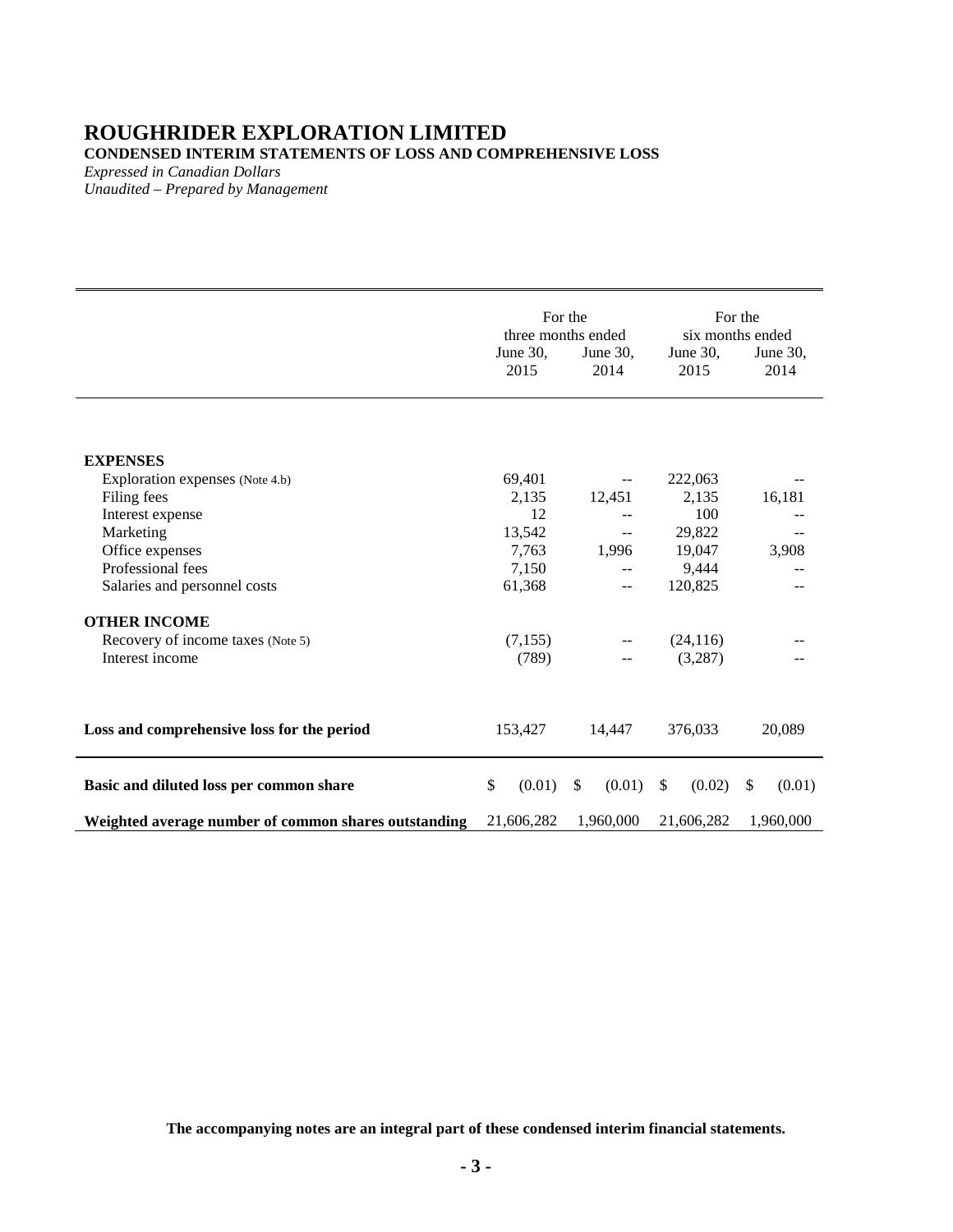# ROUGHRIDER EXPLORATION LIMITED

**CONDENSED INTERIM STATEMENTS OF LOSS AND COMPREHENSIVE LOSS**

*Expressed in Canadian Dollars*

*Unaudited – Prepared by Management*

| | For the three months ended | | For the six months ended | |
|---|---|---|---|---|
| | June 30, 2015 | June 30, 2014 | June 30, 2015 | June 30, 2014 |
| **EXPENSES** | | | | |
| Exploration expenses (Note 4.b) | 69,401 | -- | 222,063 | -- |
| Filing fees | 2,135 | 12,451 | 2,135 | 16,181 |
| Interest expense | 12 | -- | 100 | -- |
| Marketing | 13,542 | -- | 29,822 | -- |
| Office expenses | 7,763 | 1,996 | 19,047 | 3,908 |
| Professional fees | 7,150 | -- | 9,444 | -- |
| Salaries and personnel costs | 61,368 | -- | 120,825 | -- |
| **OTHER INCOME** | | | | |
| Recovery of income taxes (Note 5) | (7,155) | -- | (24,116) | -- |
| Interest income | (789) | -- | (3,287) | -- |
| **Loss and comprehensive loss for the period** | 153,427 | 14,447 | 376,033 | 20,089 |
| **Basic and diluted loss per common share** | $ (0.01) | $ (0.01) | $ (0.02) | $ (0.01) |
| **Weighted average number of common shares outstanding** | 21,606,282 | 1,960,000 | 21,606,282 | 1,960,000 |

**The accompanying notes are an integral part of these condensed interim financial statements.**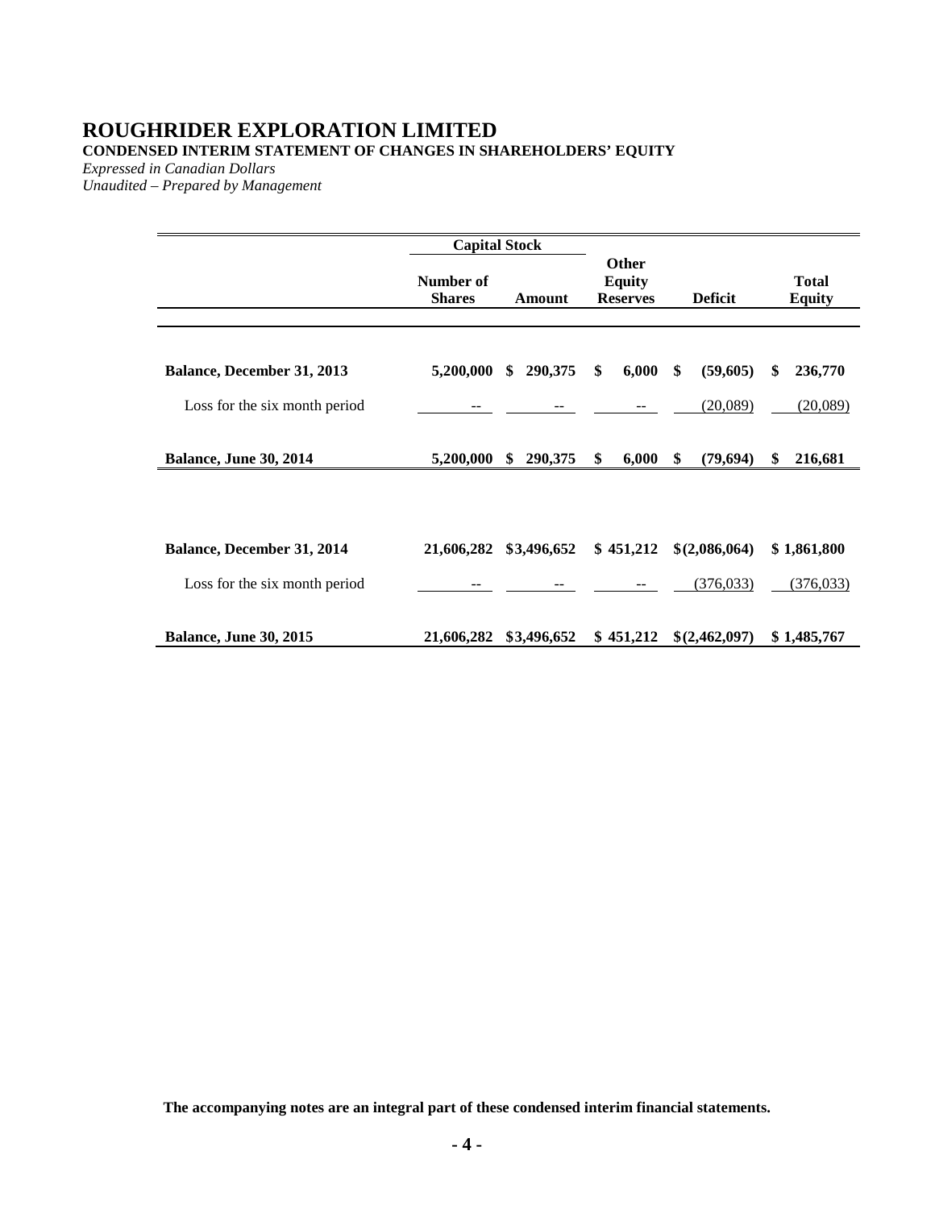# ROUGHRIDER EXPLORATION LIMITED

**CONDENSED INTERIM STATEMENT OF CHANGES IN SHAREHOLDERS' EQUITY**

*Expressed in Canadian Dollars*
*Unaudited – Prepared by Management*

| | Capital Stock | | | | |
|---|---|---|---|---|---|
| | Number of Shares | Amount | Other Equity Reserves | Deficit | Total Equity |
| **Balance, December 31, 2013** | **5,200,000** | **$ 290,375** | **$ 6,000** | **$ (59,605)** | **$ 236,770** |
| Loss for the six month period | -- | -- | -- | (20,089) | (20,089) |
| **Balance, June 30, 2014** | **5,200,000** | **$ 290,375** | **$ 6,000** | **$ (79,694)** | **$ 216,681** |
| | | | | | |
| **Balance, December 31, 2014** | **21,606,282** | **$3,496,652** | **$ 451,212** | **$(2,086,064)** | **$ 1,861,800** |
| Loss for the six month period | -- | -- | -- | (376,033) | (376,033) |
| **Balance, June 30, 2015** | **21,606,282** | **$3,496,652** | **$ 451,212** | **$(2,462,097)** | **$ 1,485,767** |

**The accompanying notes are an integral part of these condensed interim financial statements.**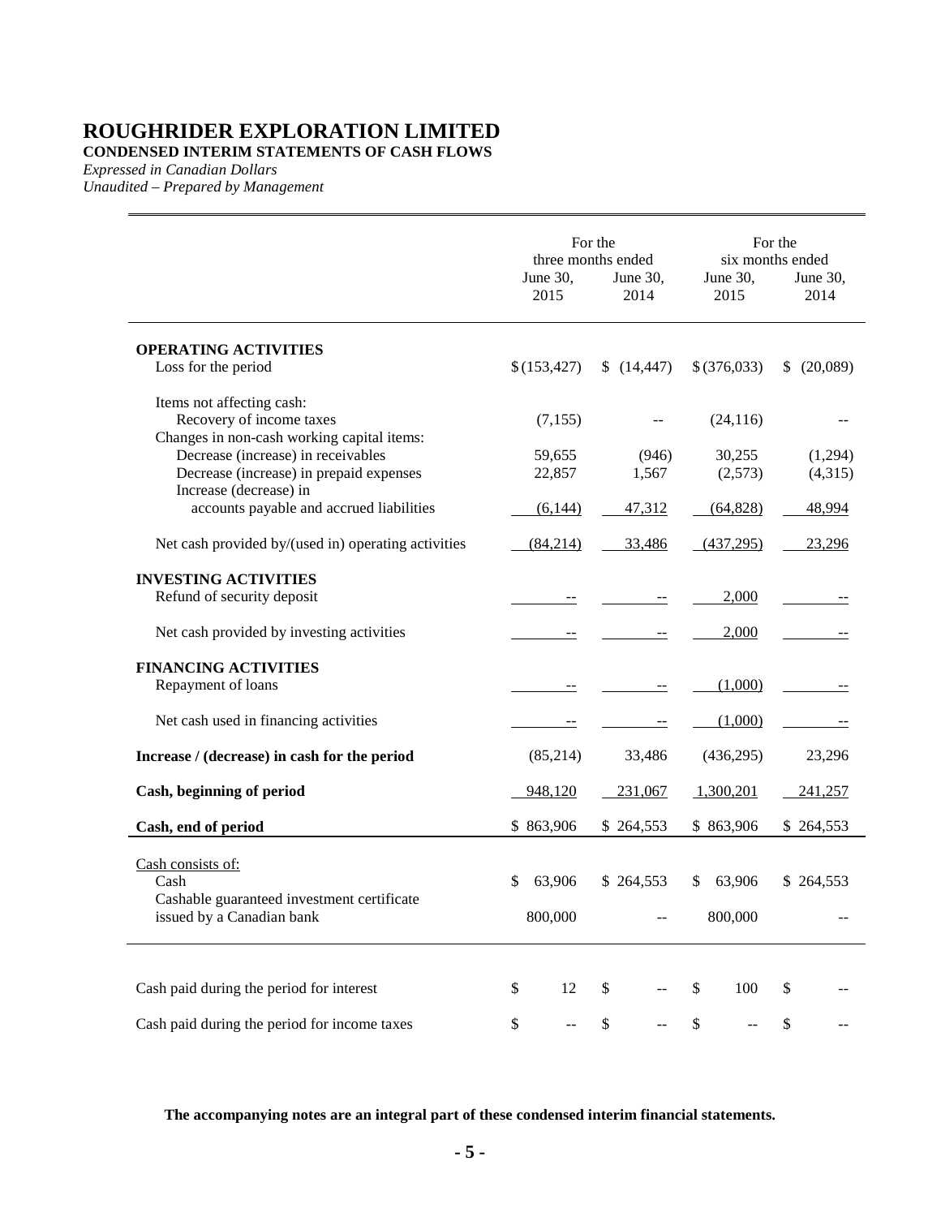# ROUGHRIDER EXPLORATION LIMITED

**CONDENSED INTERIM STATEMENTS OF CASH FLOWS**

*Expressed in Canadian Dollars*

*Unaudited – Prepared by Management*

| | For the three months ended | | For the six months ended | |
|---|---|---|---|---|
| | June 30, 2015 | June 30, 2014 | June 30, 2015 | June 30, 2014 |
| **OPERATING ACTIVITIES** | | | | |
| Loss for the period | $ (153,427) | $ (14,447) | $ (376,033) | $ (20,089) |
| Items not affecting cash: | | | | |
| Recovery of income taxes | (7,155) | -- | (24,116) | -- |
| Changes in non-cash working capital items: | | | | |
| Decrease (increase) in receivables | 59,655 | (946) | 30,255 | (1,294) |
| Decrease (increase) in prepaid expenses | 22,857 | 1,567 | (2,573) | (4,315) |
| Increase (decrease) in accounts payable and accrued liabilities | (6,144) | 47,312 | (64,828) | 48,994 |
| Net cash provided by/(used in) operating activities | (84,214) | 33,486 | (437,295) | 23,296 |
| **INVESTING ACTIVITIES** | | | | |
| Refund of security deposit | -- | -- | 2,000 | -- |
| Net cash provided by investing activities | -- | -- | 2,000 | -- |
| **FINANCING ACTIVITIES** | | | | |
| Repayment of loans | -- | -- | (1,000) | -- |
| Net cash used in financing activities | -- | -- | (1,000) | -- |
| **Increase / (decrease) in cash for the period** | (85,214) | 33,486 | (436,295) | 23,296 |
| **Cash, beginning of period** | 948,120 | 231,067 | 1,300,201 | 241,257 |
| **Cash, end of period** | $ 863,906 | $ 264,553 | $ 863,906 | $ 264,553 |
| Cash consists of: | | | | |
| Cash | $ 63,906 | $ 264,553 | $ 63,906 | $ 264,553 |
| Cashable guaranteed investment certificate issued by a Canadian bank | 800,000 | -- | 800,000 | -- |
| Cash paid during the period for interest | $ 12 | $ -- | $ 100 | $ -- |
| Cash paid during the period for income taxes | $ -- | $ -- | $ -- | $ -- |

**The accompanying notes are an integral part of these condensed interim financial statements.**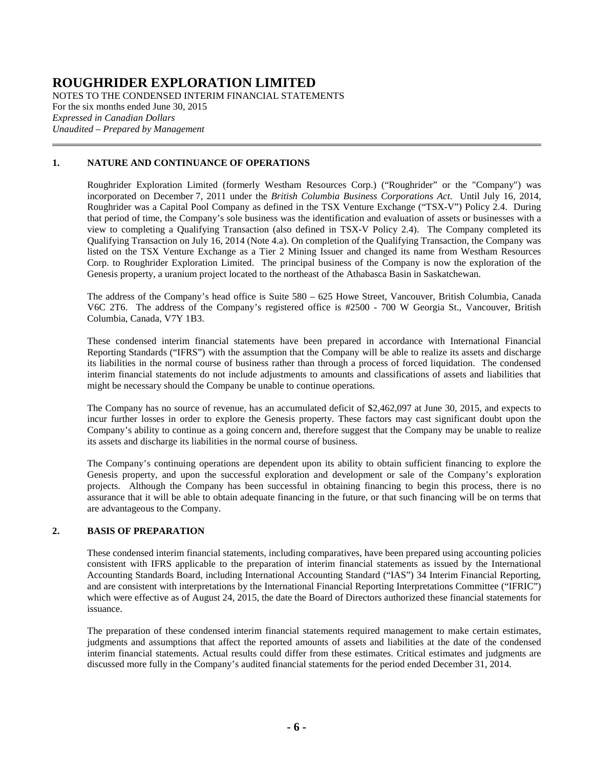# ROUGHRIDER EXPLORATION LIMITED

NOTES TO THE CONDENSED INTERIM FINANCIAL STATEMENTS
For the six months ended June 30, 2015
*Expressed in Canadian Dollars*
*Unaudited – Prepared by Management*

## 1. NATURE AND CONTINUANCE OF OPERATIONS

Roughrider Exploration Limited (formerly Westham Resources Corp.) ("Roughrider" or the "Company") was incorporated on December 7, 2011 under the *British Columbia Business Corporations Act*. Until July 16, 2014, Roughrider was a Capital Pool Company as defined in the TSX Venture Exchange ("TSX-V") Policy 2.4. During that period of time, the Company's sole business was the identification and evaluation of assets or businesses with a view to completing a Qualifying Transaction (also defined in TSX-V Policy 2.4). The Company completed its Qualifying Transaction on July 16, 2014 (Note 4.a). On completion of the Qualifying Transaction, the Company was listed on the TSX Venture Exchange as a Tier 2 Mining Issuer and changed its name from Westham Resources Corp. to Roughrider Exploration Limited. The principal business of the Company is now the exploration of the Genesis property, a uranium project located to the northeast of the Athabasca Basin in Saskatchewan.

The address of the Company's head office is Suite 580 – 625 Howe Street, Vancouver, British Columbia, Canada V6C 2T6. The address of the Company's registered office is #2500 - 700 W Georgia St., Vancouver, British Columbia, Canada, V7Y 1B3.

These condensed interim financial statements have been prepared in accordance with International Financial Reporting Standards ("IFRS") with the assumption that the Company will be able to realize its assets and discharge its liabilities in the normal course of business rather than through a process of forced liquidation. The condensed interim financial statements do not include adjustments to amounts and classifications of assets and liabilities that might be necessary should the Company be unable to continue operations.

The Company has no source of revenue, has an accumulated deficit of $2,462,097 at June 30, 2015, and expects to incur further losses in order to explore the Genesis property. These factors may cast significant doubt upon the Company's ability to continue as a going concern and, therefore suggest that the Company may be unable to realize its assets and discharge its liabilities in the normal course of business.

The Company's continuing operations are dependent upon its ability to obtain sufficient financing to explore the Genesis property, and upon the successful exploration and development or sale of the Company's exploration projects. Although the Company has been successful in obtaining financing to begin this process, there is no assurance that it will be able to obtain adequate financing in the future, or that such financing will be on terms that are advantageous to the Company.

## 2. BASIS OF PREPARATION

These condensed interim financial statements, including comparatives, have been prepared using accounting policies consistent with IFRS applicable to the preparation of interim financial statements as issued by the International Accounting Standards Board, including International Accounting Standard ("IAS") 34 Interim Financial Reporting, and are consistent with interpretations by the International Financial Reporting Interpretations Committee ("IFRIC") which were effective as of August 24, 2015, the date the Board of Directors authorized these financial statements for issuance.

The preparation of these condensed interim financial statements required management to make certain estimates, judgments and assumptions that affect the reported amounts of assets and liabilities at the date of the condensed interim financial statements. Actual results could differ from these estimates. Critical estimates and judgments are discussed more fully in the Company's audited financial statements for the period ended December 31, 2014.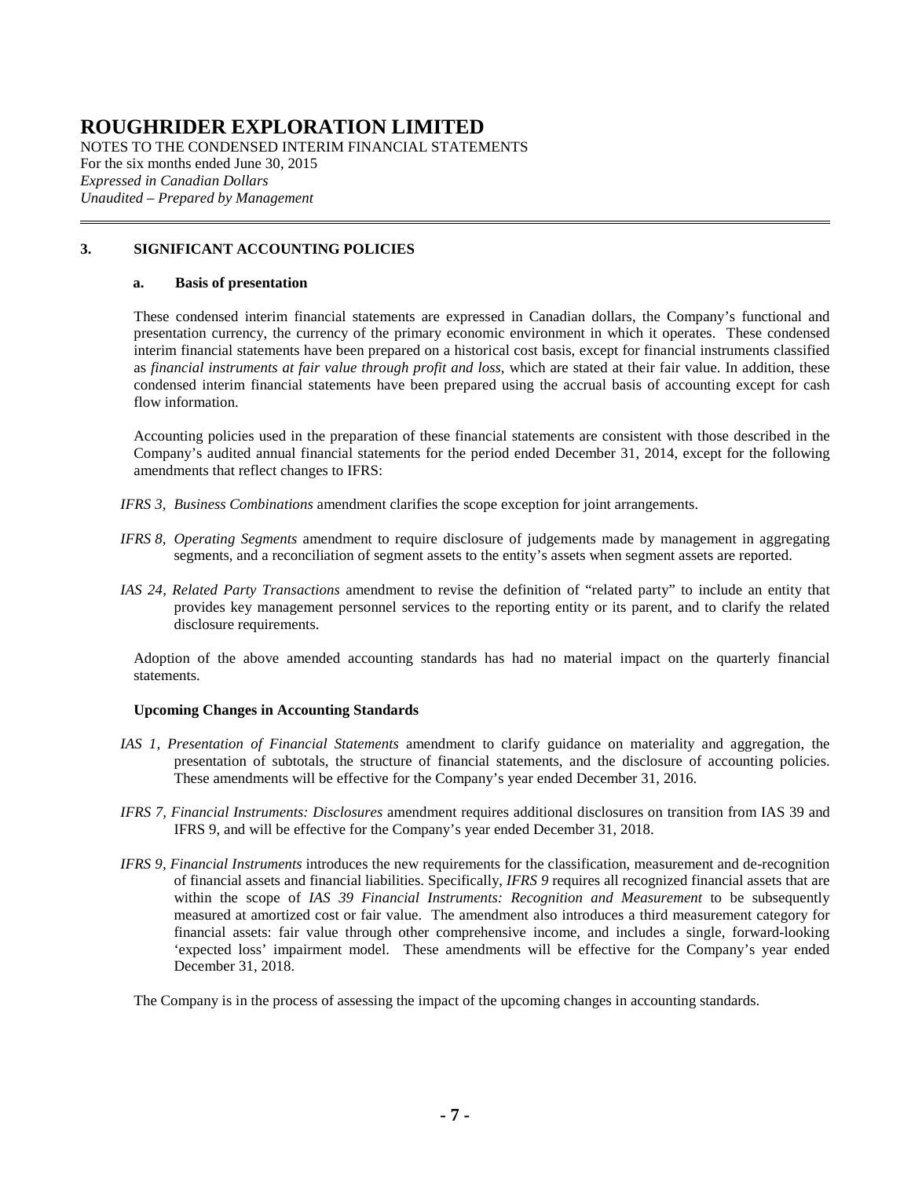# ROUGHRIDER EXPLORATION LIMITED

NOTES TO THE CONDENSED INTERIM FINANCIAL STATEMENTS
For the six months ended June 30, 2015
*Expressed in Canadian Dollars*
*Unaudited – Prepared by Management*

## 3. SIGNIFICANT ACCOUNTING POLICIES

### a. Basis of presentation

These condensed interim financial statements are expressed in Canadian dollars, the Company's functional and presentation currency, the currency of the primary economic environment in which it operates. These condensed interim financial statements have been prepared on a historical cost basis, except for financial instruments classified as *financial instruments at fair value through profit and loss*, which are stated at their fair value. In addition, these condensed interim financial statements have been prepared using the accrual basis of accounting except for cash flow information.

Accounting policies used in the preparation of these financial statements are consistent with those described in the Company's audited annual financial statements for the period ended December 31, 2014, except for the following amendments that reflect changes to IFRS:

*IFRS 3, Business Combinations* amendment clarifies the scope exception for joint arrangements.

*IFRS 8, Operating Segments* amendment to require disclosure of judgements made by management in aggregating segments, and a reconciliation of segment assets to the entity's assets when segment assets are reported.

*IAS 24, Related Party Transactions* amendment to revise the definition of "related party" to include an entity that provides key management personnel services to the reporting entity or its parent, and to clarify the related disclosure requirements.

Adoption of the above amended accounting standards has had no material impact on the quarterly financial statements.

**Upcoming Changes in Accounting Standards**

*IAS 1, Presentation of Financial Statements* amendment to clarify guidance on materiality and aggregation, the presentation of subtotals, the structure of financial statements, and the disclosure of accounting policies. These amendments will be effective for the Company's year ended December 31, 2016.

*IFRS 7, Financial Instruments: Disclosures* amendment requires additional disclosures on transition from IAS 39 and IFRS 9, and will be effective for the Company's year ended December 31, 2018.

*IFRS 9, Financial Instruments* introduces the new requirements for the classification, measurement and de-recognition of financial assets and financial liabilities. Specifically, *IFRS 9* requires all recognized financial assets that are within the scope of *IAS 39 Financial Instruments: Recognition and Measurement* to be subsequently measured at amortized cost or fair value. The amendment also introduces a third measurement category for financial assets: fair value through other comprehensive income, and includes a single, forward-looking 'expected loss' impairment model. These amendments will be effective for the Company's year ended December 31, 2018.

The Company is in the process of assessing the impact of the upcoming changes in accounting standards.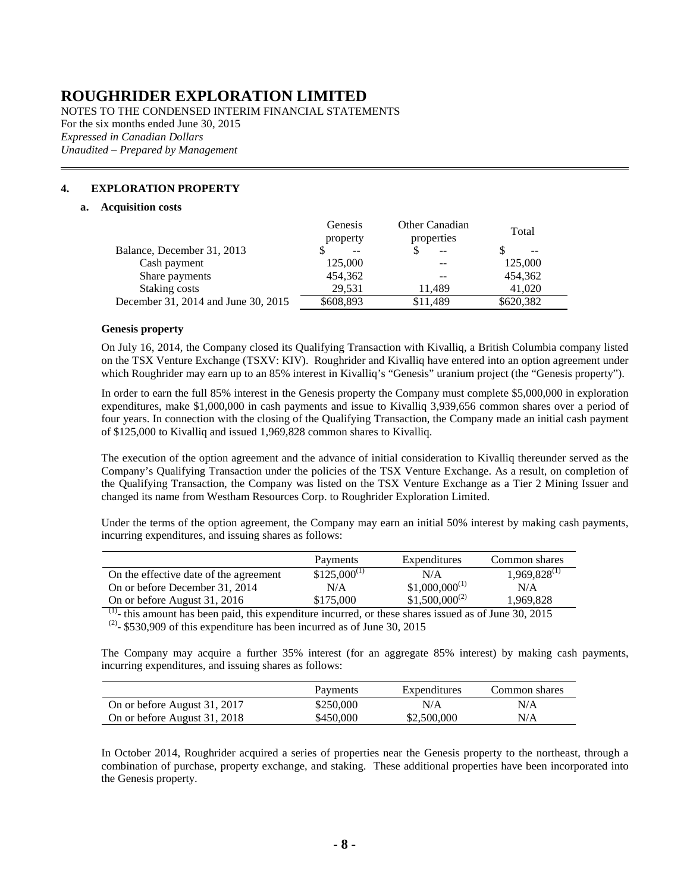# ROUGHRIDER EXPLORATION LIMITED

NOTES TO THE CONDENSED INTERIM FINANCIAL STATEMENTS
For the six months ended June 30, 2015
*Expressed in Canadian Dollars*
*Unaudited – Prepared by Management*

## 4. EXPLORATION PROPERTY

### a. Acquisition costs

| | Genesis property | Other Canadian properties | Total |
|---|---|---|---|
| Balance, December 31, 2013 | $ -- | $ -- | $ -- |
| Cash payment | 125,000 | -- | 125,000 |
| Share payments | 454,362 | -- | 454,362 |
| Staking costs | 29,531 | 11,489 | 41,020 |
| December 31, 2014 and June 30, 2015 | $608,893 | $11,489 | $620,382 |

**Genesis property**

On July 16, 2014, the Company closed its Qualifying Transaction with Kivalliq, a British Columbia company listed on the TSX Venture Exchange (TSXV: KIV). Roughrider and Kivalliq have entered into an option agreement under which Roughrider may earn up to an 85% interest in Kivalliq's "Genesis" uranium project (the "Genesis property").

In order to earn the full 85% interest in the Genesis property the Company must complete $5,000,000 in exploration expenditures, make $1,000,000 in cash payments and issue to Kivalliq 3,939,656 common shares over a period of four years. In connection with the closing of the Qualifying Transaction, the Company made an initial cash payment of $125,000 to Kivalliq and issued 1,969,828 common shares to Kivalliq.

The execution of the option agreement and the advance of initial consideration to Kivalliq thereunder served as the Company's Qualifying Transaction under the policies of the TSX Venture Exchange. As a result, on completion of the Qualifying Transaction, the Company was listed on the TSX Venture Exchange as a Tier 2 Mining Issuer and changed its name from Westham Resources Corp. to Roughrider Exploration Limited.

Under the terms of the option agreement, the Company may earn an initial 50% interest by making cash payments, incurring expenditures, and issuing shares as follows:

| | Payments | Expenditures | Common shares |
|---|---|---|---|
| On the effective date of the agreement | $125,000[(1)] | N/A | 1,969,828[(1)] |
| On or before December 31, 2014 | N/A | $1,000,000[(1)] | N/A |
| On or before August 31, 2016 | $175,000 | $1,500,000[(2)] | 1,969,828 |

[(1)]- this amount has been paid, this expenditure incurred, or these shares issued as of June 30, 2015
[(2)]- $530,909 of this expenditure has been incurred as of June 30, 2015

The Company may acquire a further 35% interest (for an aggregate 85% interest) by making cash payments, incurring expenditures, and issuing shares as follows:

| | Payments | Expenditures | Common shares |
|---|---|---|---|
| On or before August 31, 2017 | $250,000 | N/A | N/A |
| On or before August 31, 2018 | $450,000 | $2,500,000 | N/A |

In October 2014, Roughrider acquired a series of properties near the Genesis property to the northeast, through a combination of purchase, property exchange, and staking. These additional properties have been incorporated into the Genesis property.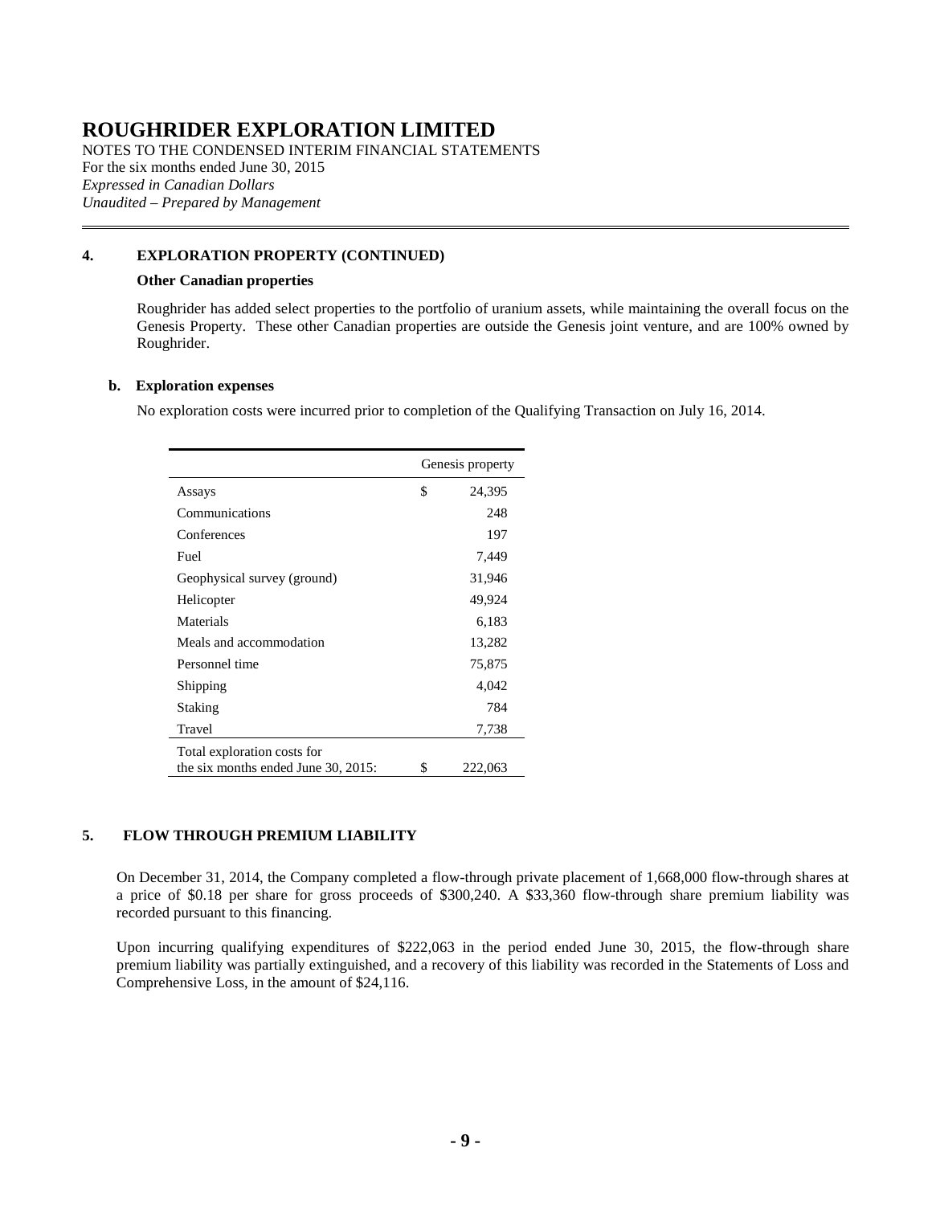# ROUGHRIDER EXPLORATION LIMITED

NOTES TO THE CONDENSED INTERIM FINANCIAL STATEMENTS
For the six months ended June 30, 2015
*Expressed in Canadian Dollars*
*Unaudited – Prepared by Management*

## 4. EXPLORATION PROPERTY (CONTINUED)

**Other Canadian properties**

Roughrider has added select properties to the portfolio of uranium assets, while maintaining the overall focus on the Genesis Property. These other Canadian properties are outside the Genesis joint venture, and are 100% owned by Roughrider.

**b. Exploration expenses**

No exploration costs were incurred prior to completion of the Qualifying Transaction on July 16, 2014.

| | Genesis property |
|---|---|
| Assays | $ 24,395 |
| Communications | 248 |
| Conferences | 197 |
| Fuel | 7,449 |
| Geophysical survey (ground) | 31,946 |
| Helicopter | 49,924 |
| Materials | 6,183 |
| Meals and accommodation | 13,282 |
| Personnel time | 75,875 |
| Shipping | 4,042 |
| Staking | 784 |
| Travel | 7,738 |
| Total exploration costs for the six months ended June 30, 2015: | $ 222,063 |

## 5. FLOW THROUGH PREMIUM LIABILITY

On December 31, 2014, the Company completed a flow-through private placement of 1,668,000 flow-through shares at a price of $0.18 per share for gross proceeds of $300,240. A $33,360 flow-through share premium liability was recorded pursuant to this financing.

Upon incurring qualifying expenditures of $222,063 in the period ended June 30, 2015, the flow-through share premium liability was partially extinguished, and a recovery of this liability was recorded in the Statements of Loss and Comprehensive Loss, in the amount of $24,116.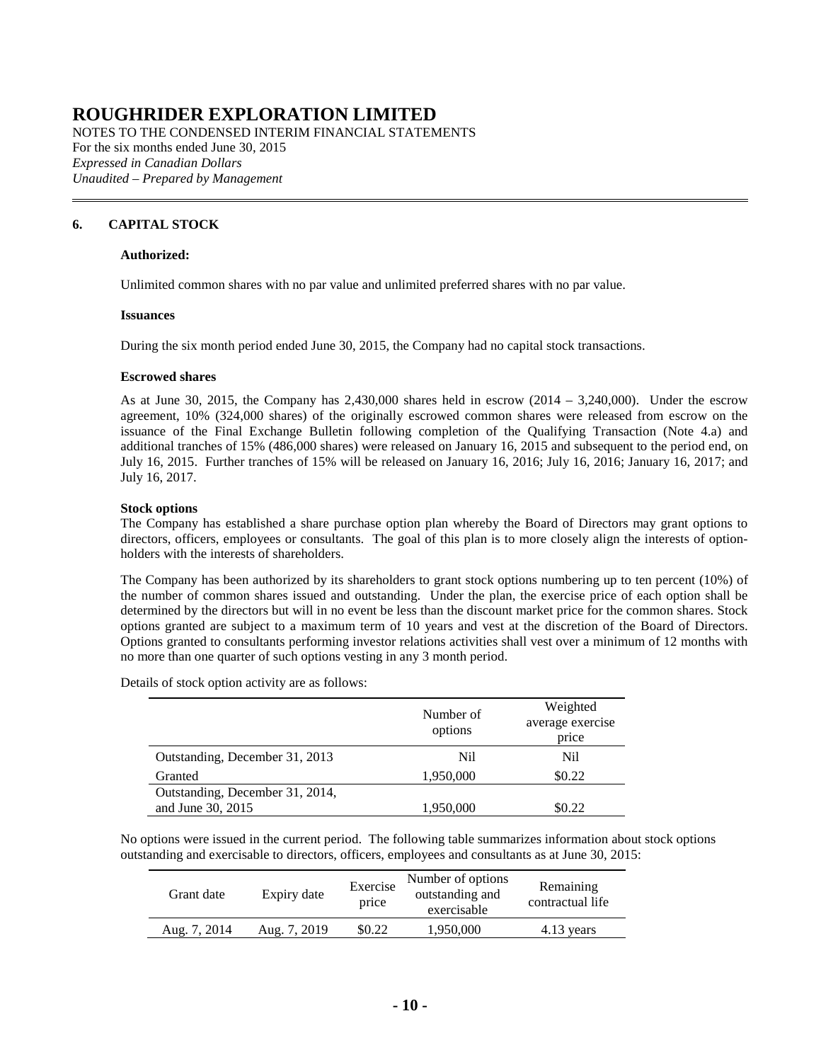# ROUGHRIDER EXPLORATION LIMITED

NOTES TO THE CONDENSED INTERIM FINANCIAL STATEMENTS
For the six months ended June 30, 2015
*Expressed in Canadian Dollars*
*Unaudited – Prepared by Management*

## 6. CAPITAL STOCK

**Authorized:**

Unlimited common shares with no par value and unlimited preferred shares with no par value.

**Issuances**

During the six month period ended June 30, 2015, the Company had no capital stock transactions.

**Escrowed shares**

As at June 30, 2015, the Company has 2,430,000 shares held in escrow (2014 – 3,240,000). Under the escrow agreement, 10% (324,000 shares) of the originally escrowed common shares were released from escrow on the issuance of the Final Exchange Bulletin following completion of the Qualifying Transaction (Note 4.a) and additional tranches of 15% (486,000 shares) were released on January 16, 2015 and subsequent to the period end, on July 16, 2015. Further tranches of 15% will be released on January 16, 2016; July 16, 2016; January 16, 2017; and July 16, 2017.

**Stock options**

The Company has established a share purchase option plan whereby the Board of Directors may grant options to directors, officers, employees or consultants. The goal of this plan is to more closely align the interests of option-holders with the interests of shareholders.

The Company has been authorized by its shareholders to grant stock options numbering up to ten percent (10%) of the number of common shares issued and outstanding. Under the plan, the exercise price of each option shall be determined by the directors but will in no event be less than the discount market price for the common shares. Stock options granted are subject to a maximum term of 10 years and vest at the discretion of the Board of Directors. Options granted to consultants performing investor relations activities shall vest over a minimum of 12 months with no more than one quarter of such options vesting in any 3 month period.

Details of stock option activity are as follows:

| | Number of options | Weighted average exercise price |
|---|---|---|
| Outstanding, December 31, 2013 | Nil | Nil |
| Granted | 1,950,000 | $0.22 |
| Outstanding, December 31, 2014, and June 30, 2015 | 1,950,000 | $0.22 |

No options were issued in the current period. The following table summarizes information about stock options outstanding and exercisable to directors, officers, employees and consultants as at June 30, 2015:

| Grant date | Expiry date | Exercise price | Number of options outstanding and exercisable | Remaining contractual life |
|---|---|---|---|---|
| Aug. 7, 2014 | Aug. 7, 2019 | $0.22 | 1,950,000 | 4.13 years |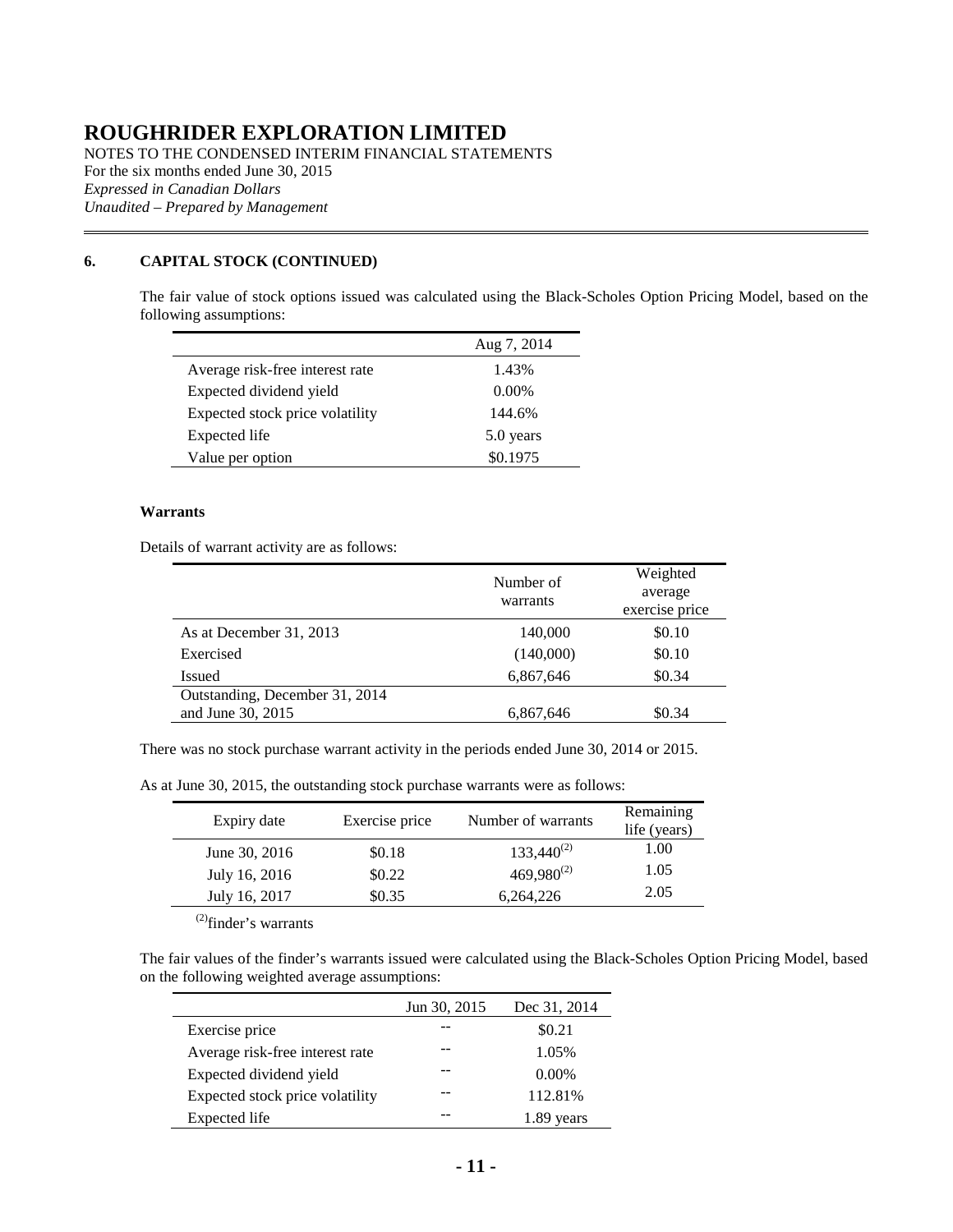# ROUGHRIDER EXPLORATION LIMITED

NOTES TO THE CONDENSED INTERIM FINANCIAL STATEMENTS
For the six months ended June 30, 2015
*Expressed in Canadian Dollars*
*Unaudited – Prepared by Management*

## 6. CAPITAL STOCK (CONTINUED)

The fair value of stock options issued was calculated using the Black-Scholes Option Pricing Model, based on the following assumptions:

| | Aug 7, 2014 |
|---|---|
| Average risk-free interest rate | 1.43% |
| Expected dividend yield | 0.00% |
| Expected stock price volatility | 144.6% |
| Expected life | 5.0 years |
| Value per option | \$0.1975 |

### Warrants

Details of warrant activity are as follows:

| | Number of warrants | Weighted average exercise price |
|---|---|---|
| As at December 31, 2013 | 140,000 | \$0.10 |
| Exercised | (140,000) | \$0.10 |
| Issued | 6,867,646 | \$0.34 |
| Outstanding, December 31, 2014 and June 30, 2015 | 6,867,646 | \$0.34 |

There was no stock purchase warrant activity in the periods ended June 30, 2014 or 2015.

As at June 30, 2015, the outstanding stock purchase warrants were as follows:

| Expiry date | Exercise price | Number of warrants | Remaining life (years) |
|---|---|---|---|
| June 30, 2016 | \$0.18 | 133,440[(2)] | 1.00 |
| July 16, 2016 | \$0.22 | 469,980[(2)] | 1.05 |
| July 16, 2017 | \$0.35 | 6,264,226 | 2.05 |

[(2)]finder's warrants

The fair values of the finder's warrants issued were calculated using the Black-Scholes Option Pricing Model, based on the following weighted average assumptions:

| | Jun 30, 2015 | Dec 31, 2014 |
|---|---|---|
| Exercise price | -- | \$0.21 |
| Average risk-free interest rate | -- | 1.05% |
| Expected dividend yield | -- | 0.00% |
| Expected stock price volatility | -- | 112.81% |
| Expected life | -- | 1.89 years |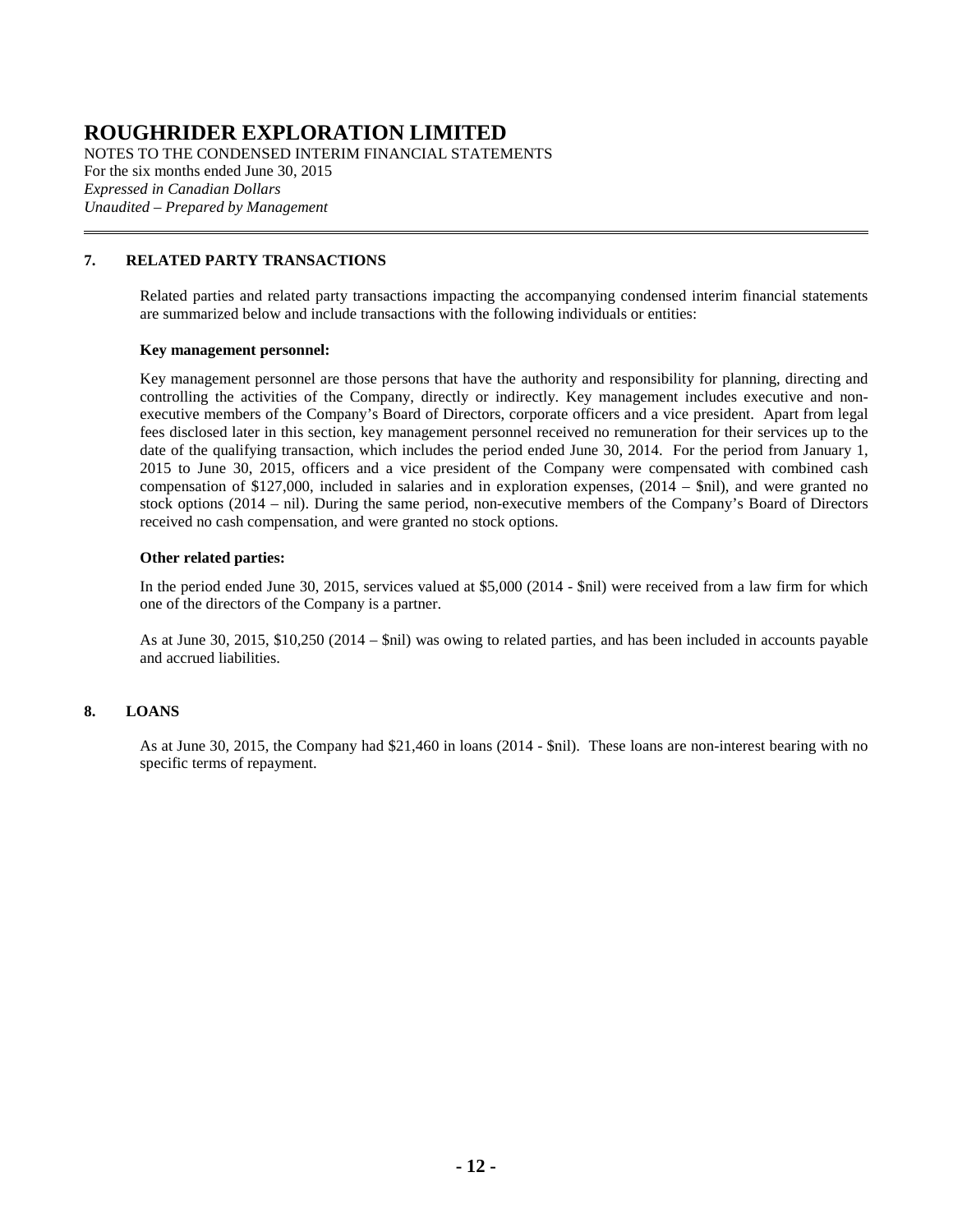# ROUGHRIDER EXPLORATION LIMITED

NOTES TO THE CONDENSED INTERIM FINANCIAL STATEMENTS
For the six months ended June 30, 2015
*Expressed in Canadian Dollars*
*Unaudited – Prepared by Management*

## 7. RELATED PARTY TRANSACTIONS

Related parties and related party transactions impacting the accompanying condensed interim financial statements are summarized below and include transactions with the following individuals or entities:

**Key management personnel:**

Key management personnel are those persons that have the authority and responsibility for planning, directing and controlling the activities of the Company, directly or indirectly. Key management includes executive and non-executive members of the Company's Board of Directors, corporate officers and a vice president. Apart from legal fees disclosed later in this section, key management personnel received no remuneration for their services up to the date of the qualifying transaction, which includes the period ended June 30, 2014. For the period from January 1, 2015 to June 30, 2015, officers and a vice president of the Company were compensated with combined cash compensation of $127,000, included in salaries and in exploration expenses, (2014 – $nil), and were granted no stock options (2014 – nil). During the same period, non-executive members of the Company's Board of Directors received no cash compensation, and were granted no stock options.

**Other related parties:**

In the period ended June 30, 2015, services valued at $5,000 (2014 - $nil) were received from a law firm for which one of the directors of the Company is a partner.

As at June 30, 2015, $10,250 (2014 – $nil) was owing to related parties, and has been included in accounts payable and accrued liabilities.

## 8. LOANS

As at June 30, 2015, the Company had $21,460 in loans (2014 - $nil). These loans are non-interest bearing with no specific terms of repayment.